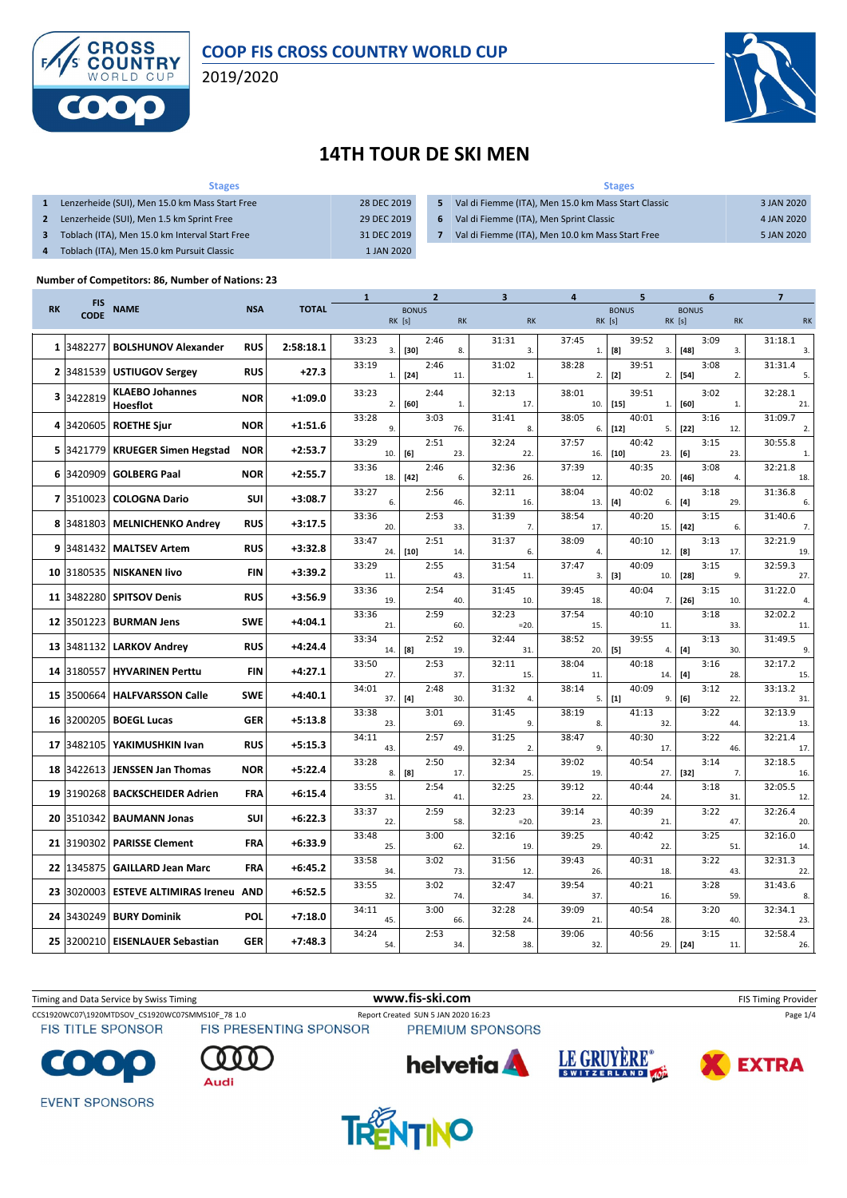# COOP FIS CROSS COUNTRY WORLD CUP

2019/2020

# 14TH TOUR DE SKI MEN

| | Stages | |
|---|---|---|
| 1 | Lenzerheide (SUI), Men 15.0 km Mass Start Free | 28 DEC 2019 |
| 2 | Lenzerheide (SUI), Men 1.5 km Sprint Free | 29 DEC 2019 |
| 3 | Toblach (ITA), Men 15.0 km Interval Start Free | 31 DEC 2019 |
| 4 | Toblach (ITA), Men 15.0 km Pursuit Classic | 1 JAN 2020 |
| 5 | Val di Fiemme (ITA), Men 15.0 km Mass Start Classic | 3 JAN 2020 |
| 6 | Val di Fiemme (ITA), Men Sprint Classic | 4 JAN 2020 |
| 7 | Val di Fiemme (ITA), Men 10.0 km Mass Start Free | 5 JAN 2020 |

**Number of Competitors: 86, Number of Nations: 23**

| RK | FIS CODE | NAME | NSA | TOTAL | 1 | | 2 | | 3 | 4 | | 5 | | 6 | | 7 |
|---|---|---|---|---|---|---|---|---|---|---|---|---|---|---|---|---|
| | | | | | RK | BONUS [s] | | RK | RK | RK | BONUS [s] | | BONUS [s] | | RK | RK |
| 1 | 3482277 | BOLSHUNOV Alexander | RUS | 2:58:18.1 | 33:23 3. | [30] | 2:46 8. | | 31:31 3. | 37:45 1. | [8] | 39:52 3. | [48] | 3:09 3. | | 31:18.1 3. |
| 2 | 3481539 | USTIUGOV Sergey | RUS | +27.3 | 33:19 1. | [24] | 2:46 11. | | 31:02 1. | 38:28 2. | [2] | 39:51 2. | [54] | 3:08 2. | | 31:31.4 5. |
| 3 | 3422819 | KLAEBO Johannes Hoesflot | NOR | +1:09.0 | 33:23 2. | [60] | 2:44 1. | | 32:13 17. | 38:01 10. | [15] | 39:51 1. | [60] | 3:02 1. | | 32:28.1 21. |
| 4 | 3420605 | ROETHE Sjur | NOR | +1:51.6 | 33:28 9. | | 3:03 76. | | 31:41 8. | 38:05 6. | [12] | 40:01 5. | [22] | 3:16 12. | | 31:09.7 2. |
| 5 | 3421779 | KRUEGER Simen Hegstad | NOR | +2:53.7 | 33:29 10. | [6] | 2:51 23. | | 32:24 22. | 37:57 16. | [10] | 40:42 23. | [6] | 3:15 23. | | 30:55.8 1. |
| 6 | 3420909 | GOLBERG Paal | NOR | +2:55.7 | 33:36 18. | [42] | 2:46 6. | | 32:36 26. | 37:39 12. | | 40:35 20. | [46] | 3:08 4. | | 32:21.8 18. |
| 7 | 3510023 | COLOGNA Dario | SUI | +3:08.7 | 33:27 6. | | 2:56 46. | | 32:11 16. | 38:04 13. | [4] | 40:02 6. | [4] | 3:18 29. | | 31:36.8 6. |
| 8 | 3481803 | MELNICHENKO Andrey | RUS | +3:17.5 | 33:36 20. | | 2:53 33. | | 31:39 7. | 38:54 17. | | 40:20 15. | [42] | 3:15 6. | | 31:40.6 7. |
| 9 | 3481432 | MALTSEV Artem | RUS | +3:32.8 | 33:47 24. | [10] | 2:51 14. | | 31:37 6. | 38:09 4. | | 40:10 12. | [8] | 3:13 17. | | 32:21.9 19. |
| 10 | 3180535 | NISKANEN Iivo | FIN | +3:39.2 | 33:29 11. | | 2:55 43. | | 31:54 11. | 37:47 3. | [3] | 40:09 10. | [28] | 3:15 9. | | 32:59.3 27. |
| 11 | 3482280 | SPITSOV Denis | RUS | +3:56.9 | 33:36 19. | | 2:54 40. | | 31:45 10. | 39:45 18. | | 40:04 7. | [26] | 3:15 10. | | 31:22.0 4. |
| 12 | 3501223 | BURMAN Jens | SWE | +4:04.1 | 33:36 21. | | 2:59 60. | | 32:23 =20. | 37:54 15. | | 40:10 11. | | 3:18 33. | | 32:02.2 11. |
| 13 | 3481132 | LARKOV Andrey | RUS | +4:24.4 | 33:34 14. | [8] | 2:52 19. | | 32:44 31. | 38:52 20. | [5] | 39:55 4. | [4] | 3:13 30. | | 31:49.5 9. |
| 14 | 3180557 | HYVARINEN Perttu | FIN | +4:27.1 | 33:50 27. | | 2:53 37. | | 32:11 15. | 38:04 11. | | 40:18 14. | [4] | 3:16 28. | | 32:17.2 15. |
| 15 | 3500664 | HALFVARSSON Calle | SWE | +4:40.1 | 34:01 37. | [4] | 2:48 30. | | 31:32 4. | 38:14 5. | [1] | 40:09 9. | [6] | 3:12 22. | | 33:13.2 31. |
| 16 | 3200205 | BOEGL Lucas | GER | +5:13.8 | 33:38 23. | | 3:01 69. | | 31:45 9. | 38:19 8. | | 41:13 32. | | 3:22 44. | | 32:13.9 13. |
| 17 | 3482105 | YAKIMUSHKIN Ivan | RUS | +5:15.3 | 34:11 43. | | 2:57 49. | | 31:25 2. | 38:47 9. | | 40:30 17. | | 3:22 46. | | 32:21.4 17. |
| 18 | 3422613 | JENSSEN Jan Thomas | NOR | +5:22.4 | 33:28 8. | [8] | 2:50 17. | | 32:34 25. | 39:02 19. | | 40:54 27. | [32] | 3:14 7. | | 32:18.5 16. |
| 19 | 3190268 | BACKSCHEIDER Adrien | FRA | +6:15.4 | 33:55 31. | | 2:54 41. | | 32:25 23. | 39:12 22. | | 40:44 24. | | 3:18 31. | | 32:05.5 12. |
| 20 | 3510342 | BAUMANN Jonas | SUI | +6:22.3 | 33:37 22. | | 2:59 58. | | 32:23 =20. | 39:14 23. | | 40:39 21. | | 3:22 47. | | 32:26.4 20. |
| 21 | 3190302 | PARISSE Clement | FRA | +6:33.9 | 33:48 25. | | 3:00 62. | | 32:16 19. | 39:25 29. | | 40:42 22. | | 3:25 51. | | 32:16.0 14. |
| 22 | 1345875 | GAILLARD Jean Marc | FRA | +6:45.2 | 33:58 34. | | 3:02 73. | | 31:56 12. | 39:43 26. | | 40:31 18. | | 3:22 43. | | 32:31.3 22. |
| 23 | 3020003 | ESTEVE ALTIMIRAS Ireneu | AND | +6:52.5 | 33:55 32. | | 3:02 74. | | 32:47 34. | 39:54 37. | | 40:21 16. | | 3:28 59. | | 31:43.6 8. |
| 24 | 3430249 | BURY Dominik | POL | +7:18.0 | 34:11 45. | | 3:00 66. | | 32:28 24. | 39:09 21. | | 40:54 28. | | 3:20 40. | | 32:34.1 23. |
| 25 | 3200210 | EISENLAUER Sebastian | GER | +7:48.3 | 34:24 54. | | 2:53 34. | | 32:58 38. | 39:06 32. | | 40:56 29. | [24] | 3:15 11. | | 32:58.4 26. |

Timing and Data Service by Swiss Timing — www.fis-ski.com — FIS Timing Provider

CCS1920WC07\1920MTDSOV_CS1920WC07SMMS10F_78 1.0 — Report Created SUN 5 JAN 2020 16:23

FIS TITLE SPONSOR — FIS PRESENTING SPONSOR — PREMIUM SPONSORS — EVENT SPONSORS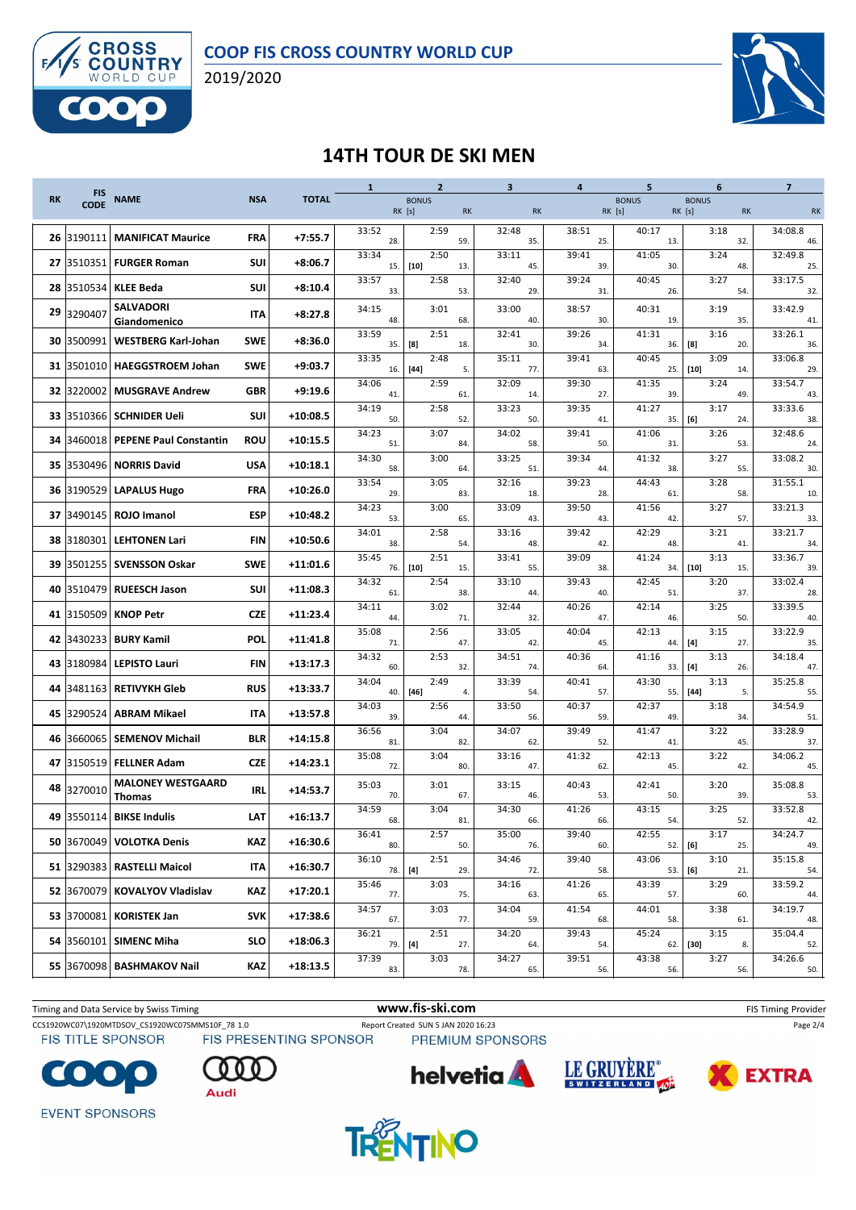# COOP FIS CROSS COUNTRY WORLD CUP

2019/2020

## 14TH TOUR DE SKI MEN

| RK | FIS CODE | NAME | NSA | TOTAL | 1 | 2 BONUS RK [s] | 2 RK | 3 RK | 4 | 5 BONUS RK [s] | 6 BONUS RK [s] | 6 RK | 7 RK |
|---|---|---|---|---|---|---|---|---|---|---|---|---|---|
| 26 | 3190111 | MANIFICAT Maurice | FRA | +7:55.7 | 33:52 28. | | 2:59 59. | 32:48 35. | 38:51 25. | 40:17 13. | | 3:18 32. | 34:08.8 46. |
| 27 | 3510351 | FURGER Roman | SUI | +8:06.7 | 33:34 15. | [10] | 2:50 13. | 33:11 45. | 39:41 39. | 41:05 30. | | 3:24 48. | 32:49.8 25. |
| 28 | 3510534 | KLEE Beda | SUI | +8:10.4 | 33:57 33. | | 2:58 53. | 32:40 29. | 39:24 31. | 40:45 26. | | 3:27 54. | 33:17.5 32. |
| 29 | 3290407 | SALVADORI Giandomenico | ITA | +8:27.8 | 34:15 48. | | 3:01 68. | 33:00 40. | 38:57 30. | 40:31 19. | | 3:19 35. | 33:42.9 41. |
| 30 | 3500991 | WESTBERG Karl-Johan | SWE | +8:36.0 | 33:59 35. | [8] | 2:51 18. | 32:41 30. | 39:26 34. | 41:31 36. | [8] | 3:16 20. | 33:26.1 36. |
| 31 | 3501010 | HAEGGSTROEM Johan | SWE | +9:03.7 | 33:35 16. | [44] | 2:48 5. | 35:11 77. | 39:41 63. | 40:45 25. | [10] | 3:09 14. | 33:06.8 29. |
| 32 | 3220002 | MUSGRAVE Andrew | GBR | +9:19.6 | 34:06 41. | | 2:59 61. | 32:09 14. | 39:30 27. | 41:35 39. | | 3:24 49. | 33:54.7 43. |
| 33 | 3510366 | SCHNIDER Ueli | SUI | +10:08.5 | 34:19 50. | | 2:58 52. | 33:23 50. | 39:35 41. | 41:27 35. | [6] | 3:17 24. | 33:33.6 38. |
| 34 | 3460018 | PEPENE Paul Constantin | ROU | +10:15.5 | 34:23 51. | | 3:07 84. | 34:02 58. | 39:41 50. | 41:06 31. | | 3:26 53. | 32:48.6 24. |
| 35 | 3530496 | NORRIS David | USA | +10:18.1 | 34:30 58. | | 3:00 64. | 33:25 51. | 39:34 44. | 41:32 38. | | 3:27 55. | 33:08.2 30. |
| 36 | 3190529 | LAPALUS Hugo | FRA | +10:26.0 | 33:54 29. | | 3:05 83. | 32:16 18. | 39:23 28. | 44:43 61. | | 3:28 58. | 31:55.1 10. |
| 37 | 3490145 | ROJO Imanol | ESP | +10:48.2 | 34:23 53. | | 3:00 65. | 33:09 43. | 39:50 43. | 41:56 42. | | 3:27 57. | 33:21.3 33. |
| 38 | 3180301 | LEHTONEN Lari | FIN | +10:50.6 | 34:01 38. | | 2:58 54. | 33:16 48. | 39:42 42. | 42:29 48. | | 3:21 41. | 33:21.7 34. |
| 39 | 3501255 | SVENSSON Oskar | SWE | +11:01.6 | 35:45 76. | [10] | 2:51 15. | 33:41 55. | 39:09 38. | 41:24 34. | [10] | 3:13 15. | 33:36.7 39. |
| 40 | 3510479 | RUEESCH Jason | SUI | +11:08.3 | 34:32 61. | | 2:54 38. | 33:10 44. | 39:43 40. | 42:45 51. | | 3:20 37. | 33:02.4 28. |
| 41 | 3150509 | KNOP Petr | CZE | +11:23.4 | 34:11 44. | | 3:02 71. | 32:44 32. | 40:26 47. | 42:14 46. | | 3:25 50. | 33:39.5 40. |
| 42 | 3430233 | BURY Kamil | POL | +11:41.8 | 35:08 71. | | 2:56 47. | 33:05 42. | 40:04 45. | 42:13 44. | [4] | 3:15 27. | 33:22.9 35. |
| 43 | 3180984 | LEPISTO Lauri | FIN | +13:17.3 | 34:32 60. | | 2:53 32. | 34:51 74. | 40:36 64. | 41:16 33. | [4] | 3:13 26. | 34:18.4 47. |
| 44 | 3481163 | RETIVYKH Gleb | RUS | +13:33.7 | 34:04 40. | [46] | 2:49 4. | 33:39 54. | 40:41 57. | 43:30 55. | [44] | 3:13 5. | 35:25.8 55. |
| 45 | 3290524 | ABRAM Mikael | ITA | +13:57.8 | 34:03 39. | | 2:56 44. | 33:50 56. | 40:37 59. | 42:37 49. | | 3:18 34. | 34:54.9 51. |
| 46 | 3660065 | SEMENOV Michail | BLR | +14:15.8 | 36:56 81. | | 3:04 82. | 34:07 62. | 39:49 52. | 41:47 41. | | 3:22 45. | 33:28.9 37. |
| 47 | 3150519 | FELLNER Adam | CZE | +14:23.1 | 35:08 72. | | 3:04 80. | 33:16 47. | 41:32 62. | 42:13 45. | | 3:22 42. | 34:06.2 45. |
| 48 | 3270010 | MALONEY WESTGAARD Thomas | IRL | +14:53.7 | 35:03 70. | | 3:01 67. | 33:15 46. | 40:43 53. | 42:41 50. | | 3:20 39. | 35:08.8 53. |
| 49 | 3550114 | BIKSE Indulis | LAT | +16:13.7 | 34:59 68. | | 3:04 81. | 34:30 66. | 41:26 66. | 43:15 54. | | 3:25 52. | 33:52.8 42. |
| 50 | 3670049 | VOLOTKA Denis | KAZ | +16:30.6 | 36:41 80. | | 2:57 50. | 35:00 76. | 39:40 60. | 42:55 52. | [6] | 3:17 25. | 34:24.7 49. |
| 51 | 3290383 | RASTELLI Maicol | ITA | +16:30.7 | 36:10 78. | [4] | 2:51 29. | 34:46 72. | 39:40 58. | 43:06 53. | [6] | 3:10 21. | 35:15.8 54. |
| 52 | 3670079 | KOVALYOV Vladislav | KAZ | +17:20.1 | 35:46 77. | | 3:03 75. | 34:16 63. | 41:26 65. | 43:39 57. | | 3:29 60. | 33:59.2 44. |
| 53 | 3700081 | KORISTEK Jan | SVK | +17:38.6 | 34:57 67. | | 3:03 77. | 34:04 59. | 41:54 68. | 44:01 58. | | 3:38 61. | 34:19.7 48. |
| 54 | 3560101 | SIMENC Miha | SLO | +18:06.3 | 36:21 79. | [4] | 2:51 27. | 34:20 64. | 39:43 54. | 45:24 62. | [30] | 3:15 8. | 35:04.4 52. |
| 55 | 3670098 | BASHMAKOV Nail | KAZ | +18:13.5 | 37:39 83. | | 3:03 78. | 34:27 65. | 39:51 56. | 43:38 56. | | 3:27 56. | 34:26.6 50. |

Timing and Data Service by Swiss Timing — www.fis-ski.com — FIS Timing Provider

CCS1920WC07\1920MTDSOV_CS1920WC07SMMS10F_78 1.0 — Report Created SUN 5 JAN 2020 16:23

FIS TITLE SPONSOR: COOP — FIS PRESENTING SPONSOR: Audi — PREMIUM SPONSORS: helvetia, LE GRUYÈRE SWITZERLAND AOP, EXTRA

EVENT SPONSORS: TRENTINO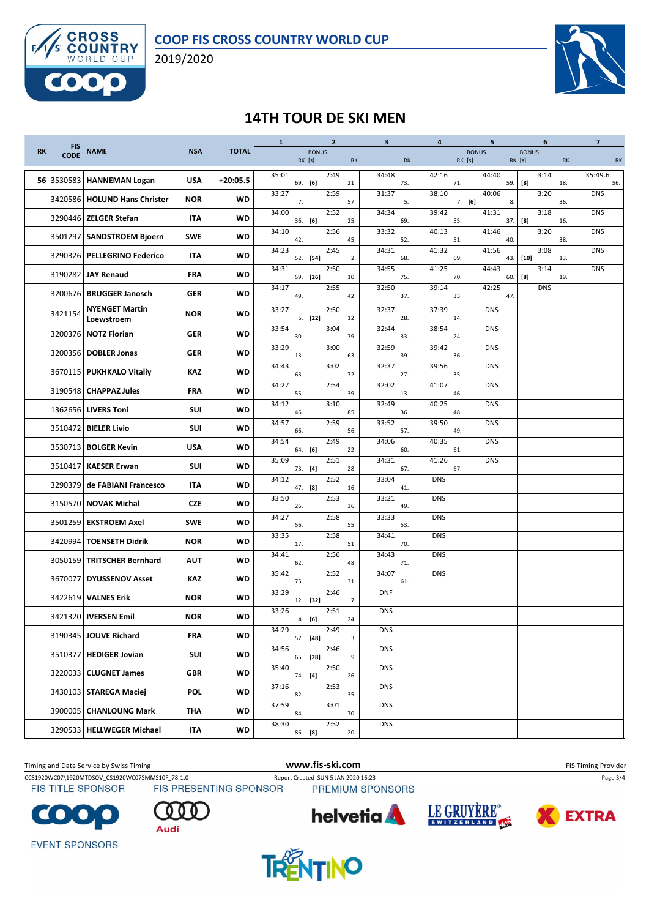# 14TH TOUR DE SKI MEN

| RK | FIS CODE | NAME | NSA | TOTAL | 1 | | 2 BONUS RK [s] | | 2 RK | 3 RK | 4 | | 5 BONUS RK [s] | | 6 BONUS RK [s] | | 6 RK | 7 RK |
|---|---|---|---|---|---|---|---|---|---|---|---|---|---|---|---|---|---|---|
| 56 | 3530583 | HANNEMAN Logan | USA | +20:05.5 | 35:01 | 69. | [6] | 2:49 | 21. | 34:48 73. | 42:16 | 71. | 44:40 | 59. | [8] | 3:14 | 18. | 35:49.6 56. |
| | 3420586 | HOLUND Hans Christer | NOR | WD | 33:27 | 7. | | 2:59 | 57. | 31:37 5. | 38:10 | 7. | [6] 40:06 | 8. | | 3:20 | 36. | DNS |
| | 3290446 | ZELGER Stefan | ITA | WD | 34:00 | 36. | [6] | 2:52 | 25. | 34:34 69. | 39:42 | 55. | 41:31 | 37. | [8] | 3:18 | 16. | DNS |
| | 3501297 | SANDSTROEM Bjoern | SWE | WD | 34:10 | 42. | | 2:56 | 45. | 33:32 52. | 40:13 | 51. | 41:46 | 40. | | 3:20 | 38. | DNS |
| | 3290326 | PELLEGRINO Federico | ITA | WD | 34:23 | 52. | [54] | 2:45 | 2. | 34:31 68. | 41:32 | 69. | 41:56 | 43. | [10] | 3:08 | 13. | DNS |
| | 3190282 | JAY Renaud | FRA | WD | 34:31 | 59. | [26] | 2:50 | 10. | 34:55 75. | 41:25 | 70. | 44:43 | 60. | [8] | 3:14 | 19. | DNS |
| | 3200676 | BRUGGER Janosch | GER | WD | 34:17 | 49. | | 2:55 | 42. | 32:50 37. | 39:14 | 33. | 42:25 | 47. | | DNS | | |
| | 3421154 | NYENGET Martin Loewstroem | NOR | WD | 33:27 | 5. | [22] | 2:50 | 12. | 32:37 28. | 37:39 | 14. | DNS | | | | | |
| | 3200376 | NOTZ Florian | GER | WD | 33:54 | 30. | | 3:04 | 79. | 32:44 33. | 38:54 | 24. | DNS | | | | | |
| | 3200356 | DOBLER Jonas | GER | WD | 33:29 | 13. | | 3:00 | 63. | 32:59 39. | 39:42 | 36. | DNS | | | | | |
| | 3670115 | PUKHKALO Vitaliy | KAZ | WD | 34:43 | 63. | | 3:02 | 72. | 32:37 27. | 39:56 | 35. | DNS | | | | | |
| | 3190548 | CHAPPAZ Jules | FRA | WD | 34:27 | 55. | | 2:54 | 39. | 32:02 13. | 41:07 | 46. | DNS | | | | | |
| | 1362656 | LIVERS Toni | SUI | WD | 34:12 | 46. | | 3:10 | 85. | 32:49 36. | 40:25 | 48. | DNS | | | | | |
| | 3510472 | BIELER Livio | SUI | WD | 34:57 | 66. | | 2:59 | 56. | 33:52 57. | 39:50 | 49. | DNS | | | | | |
| | 3530713 | BOLGER Kevin | USA | WD | 34:54 | 64. | [6] | 2:49 | 22. | 34:06 60. | 40:35 | 61. | DNS | | | | | |
| | 3510417 | KAESER Erwan | SUI | WD | 35:09 | 73. | [4] | 2:51 | 28. | 34:31 67. | 41:26 | 67. | DNS | | | | | |
| | 3290379 | de FABIANI Francesco | ITA | WD | 34:12 | 47. | [8] | 2:52 | 16. | 33:04 41. | DNS | | | | | | | |
| | 3150570 | NOVAK Michal | CZE | WD | 33:50 | 26. | | 2:53 | 36. | 33:21 49. | DNS | | | | | | | |
| | 3501259 | EKSTROEM Axel | SWE | WD | 34:27 | 56. | | 2:58 | 55. | 33:33 53. | DNS | | | | | | | |
| | 3420994 | TOENSETH Didrik | NOR | WD | 33:35 | 17. | | 2:58 | 51. | 34:41 70. | DNS | | | | | | | |
| | 3050159 | TRITSCHER Bernhard | AUT | WD | 34:41 | 62. | | 2:56 | 48. | 34:43 71. | DNS | | | | | | | |
| | 3670077 | DYUSSENOV Asset | KAZ | WD | 35:42 | 75. | | 2:52 | 31. | 34:07 61. | DNS | | | | | | | |
| | 3422619 | VALNES Erik | NOR | WD | 33:29 | 12. | [32] | 2:46 | 7. | DNF | | | | | | | | |
| | 3421320 | IVERSEN Emil | NOR | WD | 33:26 | 4. | [6] | 2:51 | 24. | DNS | | | | | | | | |
| | 3190345 | JOUVE Richard | FRA | WD | 34:29 | 57. | [48] | 2:49 | 3. | DNS | | | | | | | | |
| | 3510377 | HEDIGER Jovian | SUI | WD | 34:56 | 65. | [28] | 2:46 | 9. | DNS | | | | | | | | |
| | 3220033 | CLUGNET James | GBR | WD | 35:40 | 74. | [4] | 2:50 | 26. | DNS | | | | | | | | |
| | 3430103 | STAREGA Maciej | POL | WD | 37:16 | 82. | | 2:53 | 35. | DNS | | | | | | | | |
| | 3900005 | CHANLOUNG Mark | THA | WD | 37:59 | 84. | | 3:01 | 70. | DNS | | | | | | | | |
| | 3290533 | HELLWEGER Michael | ITA | WD | 38:30 | 86. | [8] | 2:52 | 20. | DNS | | | | | | | | |

Timing and Data Service by Swiss Timing | www.fis-ski.com | FIS Timing Provider

CCS1920WC07\1920MTDSOV_CS1920WC07SMMS10F_78 1.0 | Report Created SUN 5 JAN 2020 16:23

FIS TITLE SPONSOR | FIS PRESENTING SPONSOR | PREMIUM SPONSORS | EVENT SPONSORS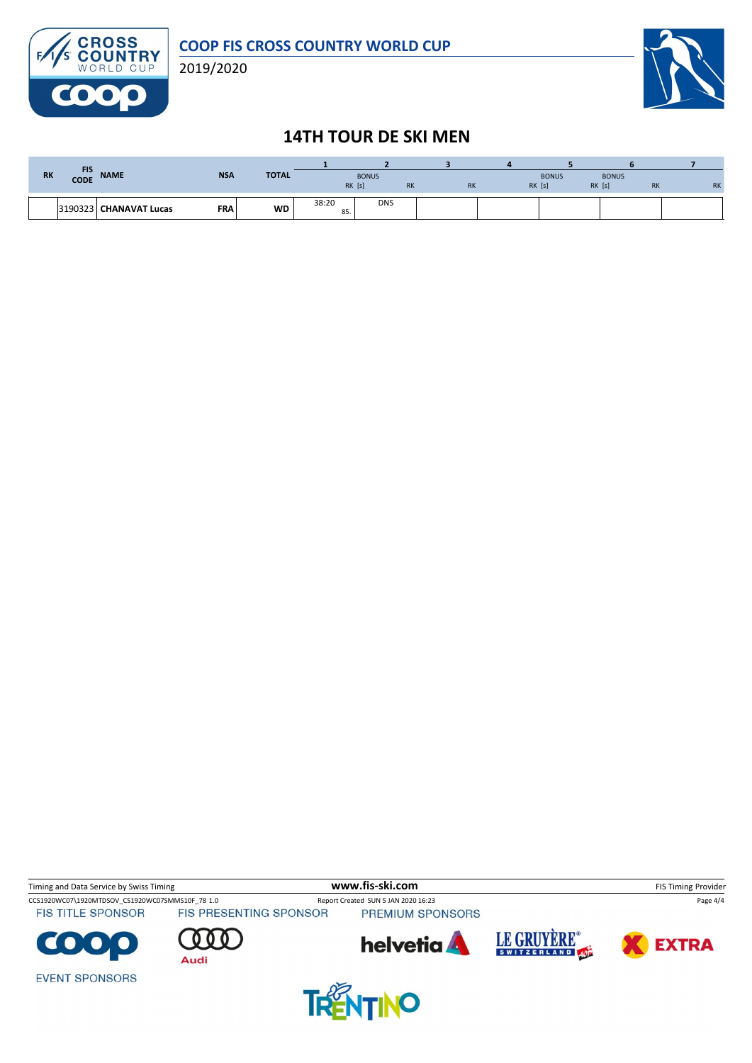## 14TH TOUR DE SKI MEN

| RK | FIS CODE | NAME | NSA | TOTAL | 1 | 2 BONUS RK [s] | 2 RK | 3 RK | 4 | 5 BONUS RK [s] | 6 BONUS RK [s] | 6 RK | 7 RK |
|---|---|---|---|---|---|---|---|---|---|---|---|---|---|
| | 3190323 | **CHANAVAT Lucas** | **FRA** | **WD** | 38:20 85. | | DNS | | | | | | |

Timing and Data Service by Swiss Timing

www.fis-ski.com

FIS Timing Provider

CCS1920WC07\1920MTDSOV_CS1920WC07SMMS10F_78 1.0

Report Created SUN 5 JAN 2020 16:23

FIS TITLE SPONSOR

FIS PRESENTING SPONSOR

PREMIUM SPONSORS

EVENT SPONSORS